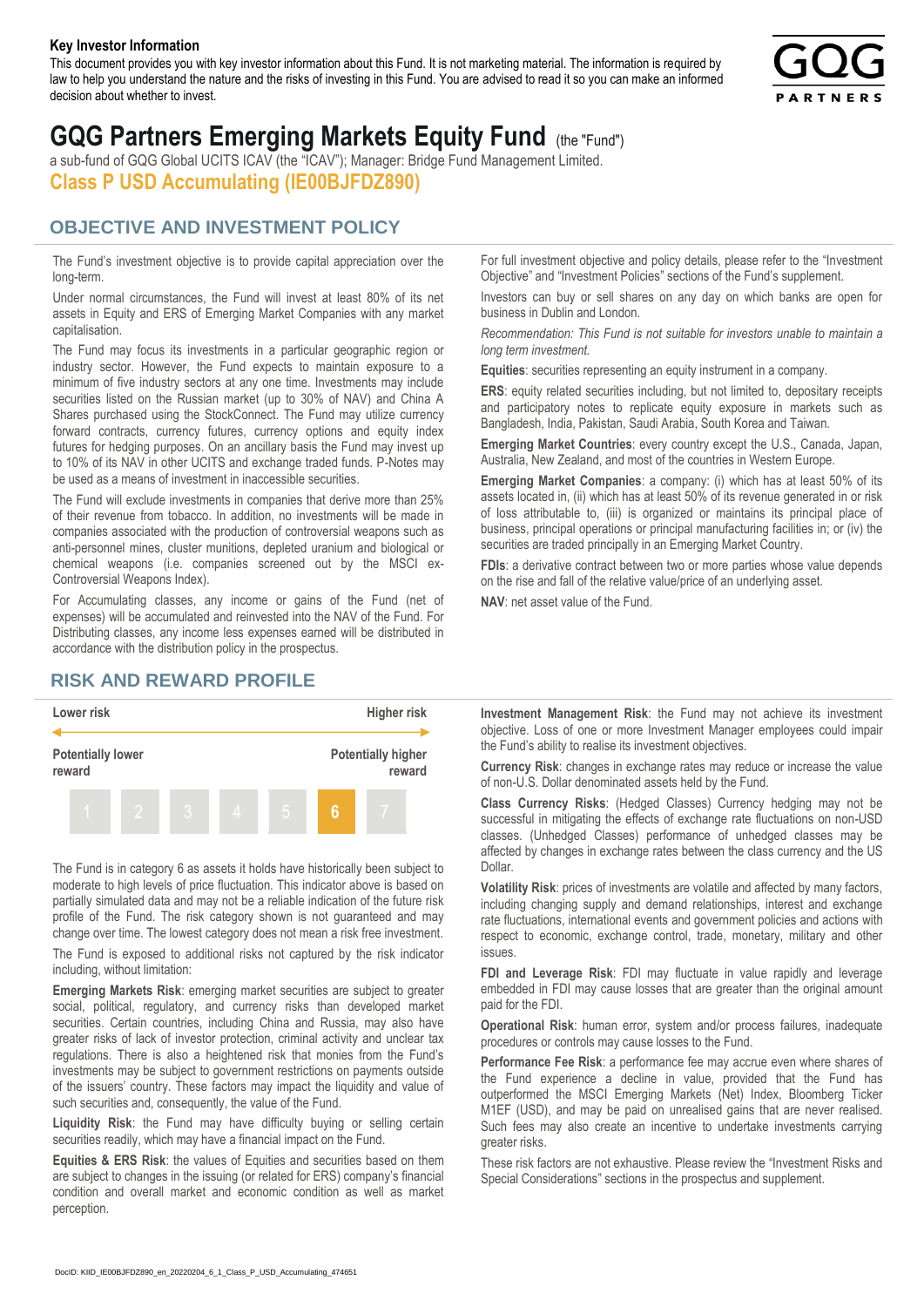**Key Investor Information**

This document provides you with key investor information about this Fund. It is not marketing material. The information is required by law to help you understand the nature and the risks of investing in this Fund. You are advised to read it so you can make an informed decision about whether to invest.

# GQG Partners Emerging Markets Equity Fund (the "Fund")

a sub-fund of GQG Global UCITS ICAV (the "ICAV"); Manager: Bridge Fund Management Limited.

**Class P USD Accumulating (IE00BJFDZ890)**

## OBJECTIVE AND INVESTMENT POLICY

The Fund's investment objective is to provide capital appreciation over the long-term.

Under normal circumstances, the Fund will invest at least 80% of its net assets in Equity and ERS of Emerging Market Companies with any market capitalisation.

The Fund may focus its investments in a particular geographic region or industry sector. However, the Fund expects to maintain exposure to a minimum of five industry sectors at any one time. Investments may include securities listed on the Russian market (up to 30% of NAV) and China A Shares purchased using the StockConnect. The Fund may utilize currency forward contracts, currency futures, currency options and equity index futures for hedging purposes. On an ancillary basis the Fund may invest up to 10% of its NAV in other UCITS and exchange traded funds. P-Notes may be used as a means of investment in inaccessible securities.

The Fund will exclude investments in companies that derive more than 25% of their revenue from tobacco. In addition, no investments will be made in companies associated with the production of controversial weapons such as anti-personnel mines, cluster munitions, depleted uranium and biological or chemical weapons (i.e. companies screened out by the MSCI ex-Controversial Weapons Index).

For Accumulating classes, any income or gains of the Fund (net of expenses) will be accumulated and reinvested into the NAV of the Fund. For Distributing classes, any income less expenses earned will be distributed in accordance with the distribution policy in the prospectus.

For full investment objective and policy details, please refer to the "Investment Objective" and "Investment Policies" sections of the Fund's supplement.

Investors can buy or sell shares on any day on which banks are open for business in Dublin and London.

*Recommendation: This Fund is not suitable for investors unable to maintain a long term investment.*

**Equities**: securities representing an equity instrument in a company.

**ERS**: equity related securities including, but not limited to, depositary receipts and participatory notes to replicate equity exposure in markets such as Bangladesh, India, Pakistan, Saudi Arabia, South Korea and Taiwan.

**Emerging Market Countries**: every country except the U.S., Canada, Japan, Australia, New Zealand, and most of the countries in Western Europe.

**Emerging Market Companies**: a company: (i) which has at least 50% of its assets located in, (ii) which has at least 50% of its revenue generated in or risk of loss attributable to, (iii) is organized or maintains its principal place of business, principal operations or principal manufacturing facilities in; or (iv) the securities are traded principally in an Emerging Market Country.

**FDIs**: a derivative contract between two or more parties whose value depends on the rise and fall of the relative value/price of an underlying asset.

**NAV**: net asset value of the Fund.

## RISK AND REWARD PROFILE

| Lower risk | | | | | | Higher risk |
|---|---|---|---|---|---|---|
| Potentially lower reward | | | | | | Potentially higher reward |
| 1 | 2 | 3 | 4 | 5 | **6** | 7 |

The Fund is in category 6 as assets it holds have historically been subject to moderate to high levels of price fluctuation. This indicator above is based on partially simulated data and may not be a reliable indication of the future risk profile of the Fund. The risk category shown is not guaranteed and may change over time. The lowest category does not mean a risk free investment.

The Fund is exposed to additional risks not captured by the risk indicator including, without limitation:

**Emerging Markets Risk**: emerging market securities are subject to greater social, political, regulatory, and currency risks than developed market securities. Certain countries, including China and Russia, may also have greater risks of lack of investor protection, criminal activity and unclear tax regulations. There is also a heightened risk that monies from the Fund's investments may be subject to government restrictions on payments outside of the issuers' country. These factors may impact the liquidity and value of such securities and, consequently, the value of the Fund.

**Liquidity Risk**: the Fund may have difficulty buying or selling certain securities readily, which may have a financial impact on the Fund.

**Equities & ERS Risk**: the values of Equities and securities based on them are subject to changes in the issuing (or related for ERS) company's financial condition and overall market and economic condition as well as market perception.

**Investment Management Risk**: the Fund may not achieve its investment objective. Loss of one or more Investment Manager employees could impair the Fund's ability to realise its investment objectives.

**Currency Risk**: changes in exchange rates may reduce or increase the value of non-U.S. Dollar denominated assets held by the Fund.

**Class Currency Risks**: (Hedged Classes) Currency hedging may not be successful in mitigating the effects of exchange rate fluctuations on non-USD classes. (Unhedged Classes) performance of unhedged classes may be affected by changes in exchange rates between the class currency and the US Dollar.

**Volatility Risk**: prices of investments are volatile and affected by many factors, including changing supply and demand relationships, interest and exchange rate fluctuations, international events and government policies and actions with respect to economic, exchange control, trade, monetary, military and other issues.

**FDI and Leverage Risk**: FDI may fluctuate in value rapidly and leverage embedded in FDI may cause losses that are greater than the original amount paid for the FDI.

**Operational Risk**: human error, system and/or process failures, inadequate procedures or controls may cause losses to the Fund.

**Performance Fee Risk**: a performance fee may accrue even where shares of the Fund experience a decline in value, provided that the Fund has outperformed the MSCI Emerging Markets (Net) Index, Bloomberg Ticker M1EF (USD), and may be paid on unrealised gains that are never realised. Such fees may also create an incentive to undertake investments carrying greater risks.

These risk factors are not exhaustive. Please review the "Investment Risks and Special Considerations" sections in the prospectus and supplement.

DocID: KIID_IE00BJFDZ890_en_20220204_6_1_Class_P_USD_Accumulating_474651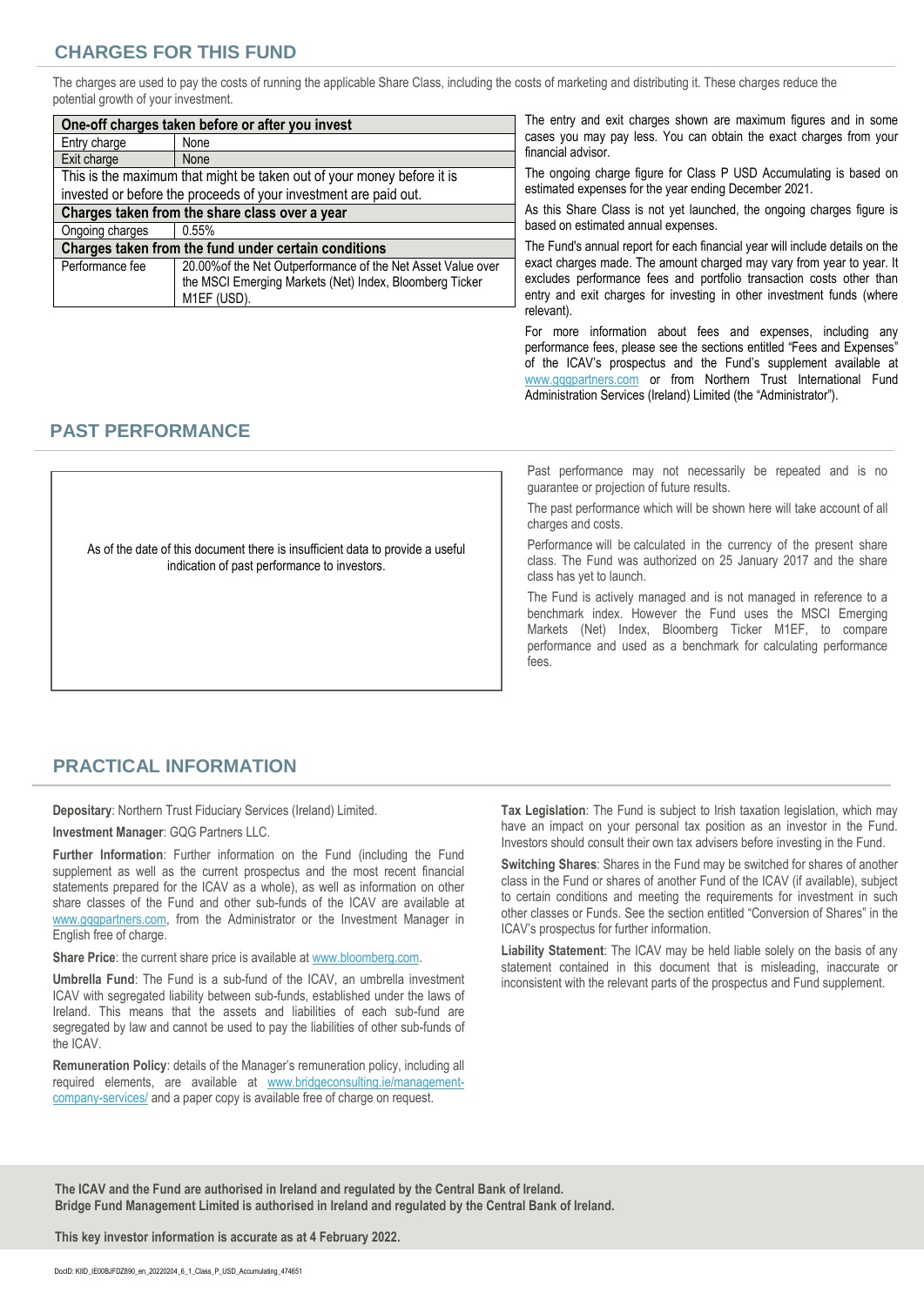## CHARGES FOR THIS FUND

The charges are used to pay the costs of running the applicable Share Class, including the costs of marketing and distributing it. These charges reduce the potential growth of your investment.

| One-off charges taken before or after you invest | |
|---|---|
| Entry charge | None |
| Exit charge | None |
| This is the maximum that might be taken out of your money before it is invested or before the proceeds of your investment are paid out. | |
| **Charges taken from the share class over a year** | |
| Ongoing charges | 0.55% |
| **Charges taken from the fund under certain conditions** | |
| Performance fee | 20.00%of the Net Outperformance of the Net Asset Value over the MSCI Emerging Markets (Net) Index, Bloomberg Ticker M1EF (USD). |

The entry and exit charges shown are maximum figures and in some cases you may pay less. You can obtain the exact charges from your financial advisor.

The ongoing charge figure for Class P USD Accumulating is based on estimated expenses for the year ending December 2021.

As this Share Class is not yet launched, the ongoing charges figure is based on estimated annual expenses.

The Fund's annual report for each financial year will include details on the exact charges made. The amount charged may vary from year to year. It excludes performance fees and portfolio transaction costs other than entry and exit charges for investing in other investment funds (where relevant).

For more information about fees and expenses, including any performance fees, please see the sections entitled "Fees and Expenses" of the ICAV's prospectus and the Fund's supplement available at www.gqgpartners.com or from Northern Trust International Fund Administration Services (Ireland) Limited (the "Administrator").

## PAST PERFORMANCE

As of the date of this document there is insufficient data to provide a useful indication of past performance to investors.

Past performance may not necessarily be repeated and is no guarantee or projection of future results.

The past performance which will be shown here will take account of all charges and costs.

Performance will be calculated in the currency of the present share class. The Fund was authorized on 25 January 2017 and the share class has yet to launch.

The Fund is actively managed and is not managed in reference to a benchmark index. However the Fund uses the MSCI Emerging Markets (Net) Index, Bloomberg Ticker M1EF, to compare performance and used as a benchmark for calculating performance fees.

## PRACTICAL INFORMATION

**Depositary**: Northern Trust Fiduciary Services (Ireland) Limited.

**Investment Manager**: GQG Partners LLC.

**Further Information**: Further information on the Fund (including the Fund supplement as well as the current prospectus and the most recent financial statements prepared for the ICAV as a whole), as well as information on other share classes of the Fund and other sub-funds of the ICAV are available at www.gqgpartners.com, from the Administrator or the Investment Manager in English free of charge.

**Share Price**: the current share price is available at www.bloomberg.com.

**Umbrella Fund**: The Fund is a sub-fund of the ICAV, an umbrella investment ICAV with segregated liability between sub-funds, established under the laws of Ireland. This means that the assets and liabilities of each sub-fund are segregated by law and cannot be used to pay the liabilities of other sub-funds of the ICAV.

**Remuneration Policy**: details of the Manager's remuneration policy, including all required elements, are available at www.bridgeconsulting.ie/management-company-services/ and a paper copy is available free of charge on request.

**Tax Legislation**: The Fund is subject to Irish taxation legislation, which may have an impact on your personal tax position as an investor in the Fund. Investors should consult their own tax advisers before investing in the Fund.

**Switching Shares**: Shares in the Fund may be switched for shares of another class in the Fund or shares of another Fund of the ICAV (if available), subject to certain conditions and meeting the requirements for investment in such other classes or Funds. See the section entitled "Conversion of Shares" in the ICAV's prospectus for further information.

**Liability Statement**: The ICAV may be held liable solely on the basis of any statement contained in this document that is misleading, inaccurate or inconsistent with the relevant parts of the prospectus and Fund supplement.

**The ICAV and the Fund are authorised in Ireland and regulated by the Central Bank of Ireland.**
**Bridge Fund Management Limited is authorised in Ireland and regulated by the Central Bank of Ireland.**

**This key investor information is accurate as at 4 February 2022.**

DocID: KIID_IE00BJFDZ890_en_20220204_6_1_Class_P_USD_Accumulating_474651